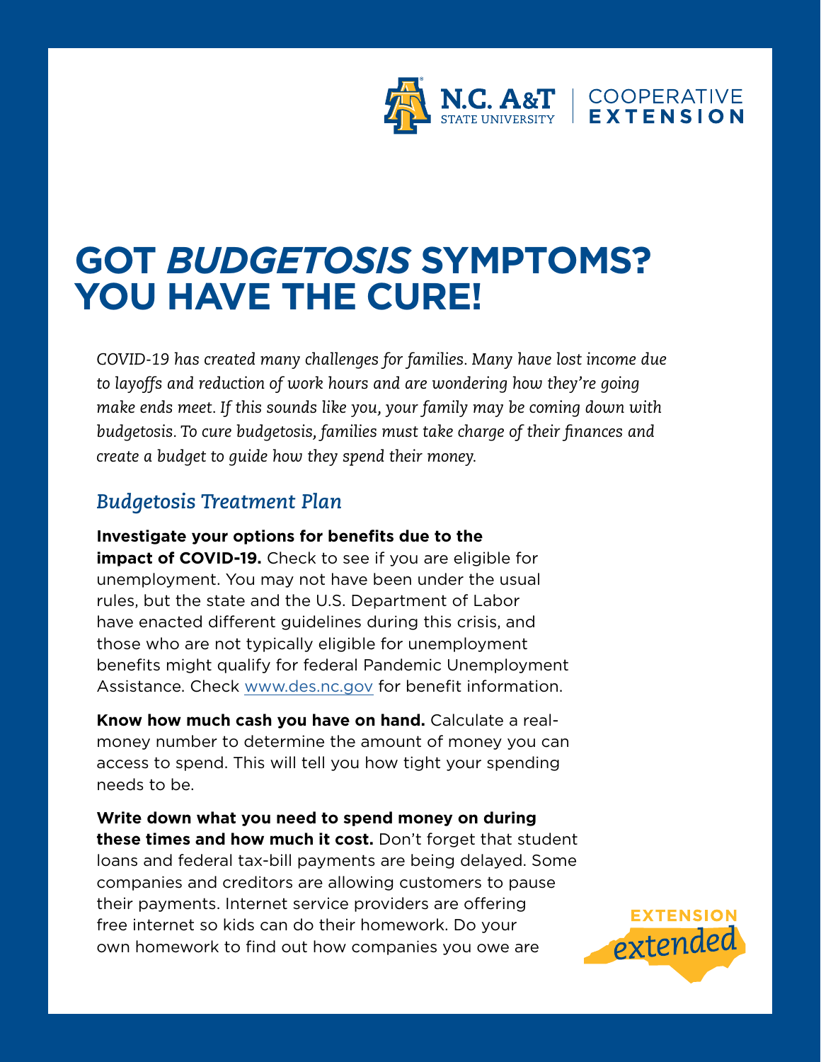N.C. A&T STATE UNIVERSITY | COOPERATIVE EXTENSION

# GOT *BUDGETOSIS* SYMPTOMS? YOU HAVE THE CURE!

*COVID-19 has created many challenges for families. Many have lost income due to layoffs and reduction of work hours and are wondering how they're going make ends meet. If this sounds like you, your family may be coming down with budgetosis. To cure budgetosis, families must take charge of their finances and create a budget to guide how they spend their money.*

## *Budgetosis Treatment Plan*

**Investigate your options for benefits due to the impact of COVID-19.** Check to see if you are eligible for unemployment. You may not have been under the usual rules, but the state and the U.S. Department of Labor have enacted different guidelines during this crisis, and those who are not typically eligible for unemployment benefits might qualify for federal Pandemic Unemployment Assistance. Check www.des.nc.gov for benefit information.

**Know how much cash you have on hand.** Calculate a real-money number to determine the amount of money you can access to spend. This will tell you how tight your spending needs to be.

**Write down what you need to spend money on during these times and how much it cost.** Don't forget that student loans and federal tax-bill payments are being delayed. Some companies and creditors are allowing customers to pause their payments. Internet service providers are offering free internet so kids can do their homework. Do your own homework to find out how companies you owe are

EXTENSION *extended*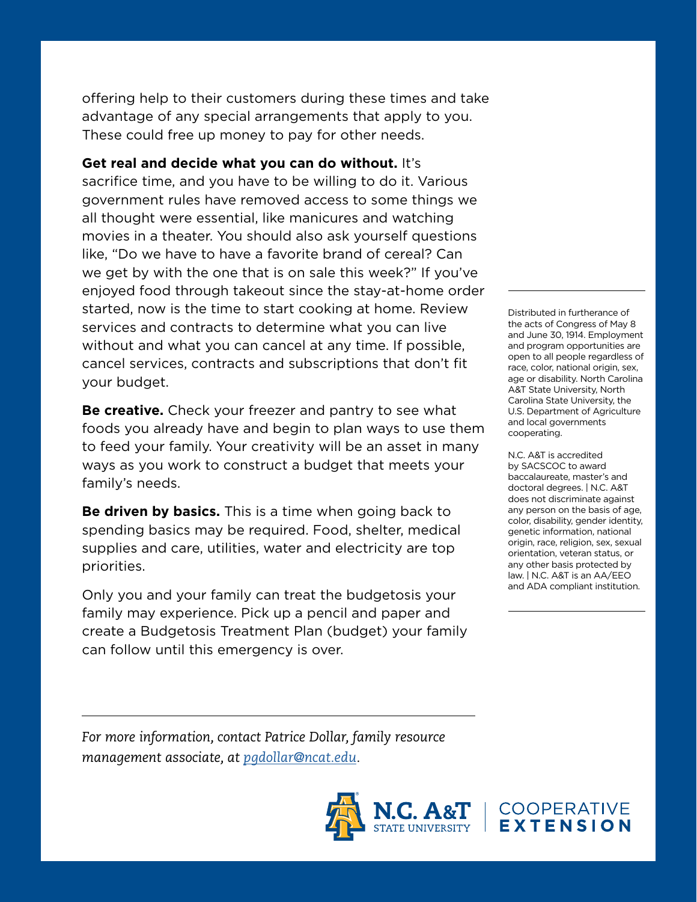offering help to their customers during these times and take advantage of any special arrangements that apply to you. These could free up money to pay for other needs.

**Get real and decide what you can do without.** It's sacrifice time, and you have to be willing to do it. Various government rules have removed access to some things we all thought were essential, like manicures and watching movies in a theater. You should also ask yourself questions like, "Do we have to have a favorite brand of cereal? Can we get by with the one that is on sale this week?" If you've enjoyed food through takeout since the stay-at-home order started, now is the time to start cooking at home. Review services and contracts to determine what you can live without and what you can cancel at any time. If possible, cancel services, contracts and subscriptions that don't fit your budget.

**Be creative.** Check your freezer and pantry to see what foods you already have and begin to plan ways to use them to feed your family. Your creativity will be an asset in many ways as you work to construct a budget that meets your family's needs.

**Be driven by basics.** This is a time when going back to spending basics may be required. Food, shelter, medical supplies and care, utilities, water and electricity are top priorities.

Only you and your family can treat the budgetosis your family may experience. Pick up a pencil and paper and create a Budgetosis Treatment Plan (budget) your family can follow until this emergency is over.

---

*For more information, contact Patrice Dollar, family resource management associate, at [pgdollar@ncat.edu](mailto:pgdollar@ncat.edu).*

---

Distributed in furtherance of the acts of Congress of May 8 and June 30, 1914. Employment and program opportunities are open to all people regardless of race, color, national origin, sex, age or disability. North Carolina A&T State University, North Carolina State University, the U.S. Department of Agriculture and local governments cooperating.

N.C. A&T is accredited by SACSCOC to award baccalaureate, master's and doctoral degrees. | N.C. A&T does not discriminate against any person on the basis of age, color, disability, gender identity, genetic information, national origin, race, religion, sex, sexual orientation, veteran status, or any other basis protected by law. | N.C. A&T is an AA/EEO and ADA compliant institution.

N.C. A&T STATE UNIVERSITY | COOPERATIVE EXTENSION